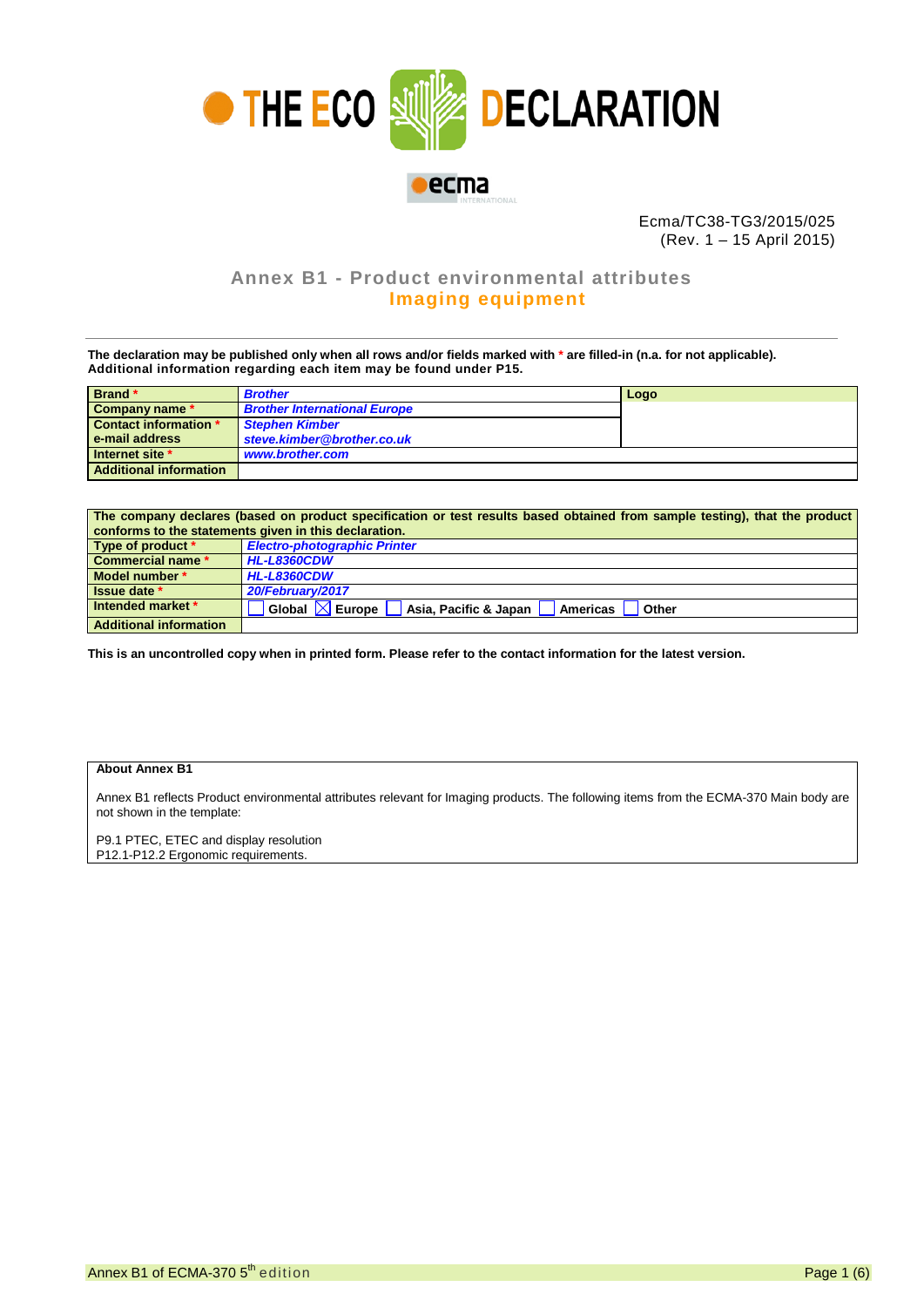# THE ECO DECLARATION

Ecma/TC38-TG3/2015/025
(Rev. 1 – 15 April 2015)

## Annex B1 - Product environmental attributes
## Imaging equipment

**The declaration may be published only when all rows and/or fields marked with * are filled-in (n.a. for not applicable).**
**Additional information regarding each item may be found under P15.**

| | | |
|---|---|---|
| **Brand *** | *Brother* | **Logo** |
| **Company name *** | *Brother International Europe* | |
| **Contact information *** **e-mail address** | *Stephen Kimber* *steve.kimber@brother.co.uk* | |
| **Internet site *** | *www.brother.com* | |
| **Additional information** | | |

| **The company declares (based on product specification or test results based obtained from sample testing), that the product conforms to the statements given in this declaration.** | |
|---|---|
| **Type of product *** | *Electro-photographic Printer* |
| **Commercial name *** | *HL-L8360CDW* |
| **Model number *** | *HL-L8360CDW* |
| **Issue date *** | *20/February/2017* |
| **Intended market *** | ☐ Global ☒ Europe ☐ Asia, Pacific & Japan ☐ Americas ☐ Other |
| **Additional information** | |

**This is an uncontrolled copy when in printed form. Please refer to the contact information for the latest version.**

**About Annex B1**

Annex B1 reflects Product environmental attributes relevant for Imaging products. The following items from the ECMA-370 Main body are not shown in the template:

P9.1 PTEC, ETEC and display resolution
P12.1-P12.2 Ergonomic requirements.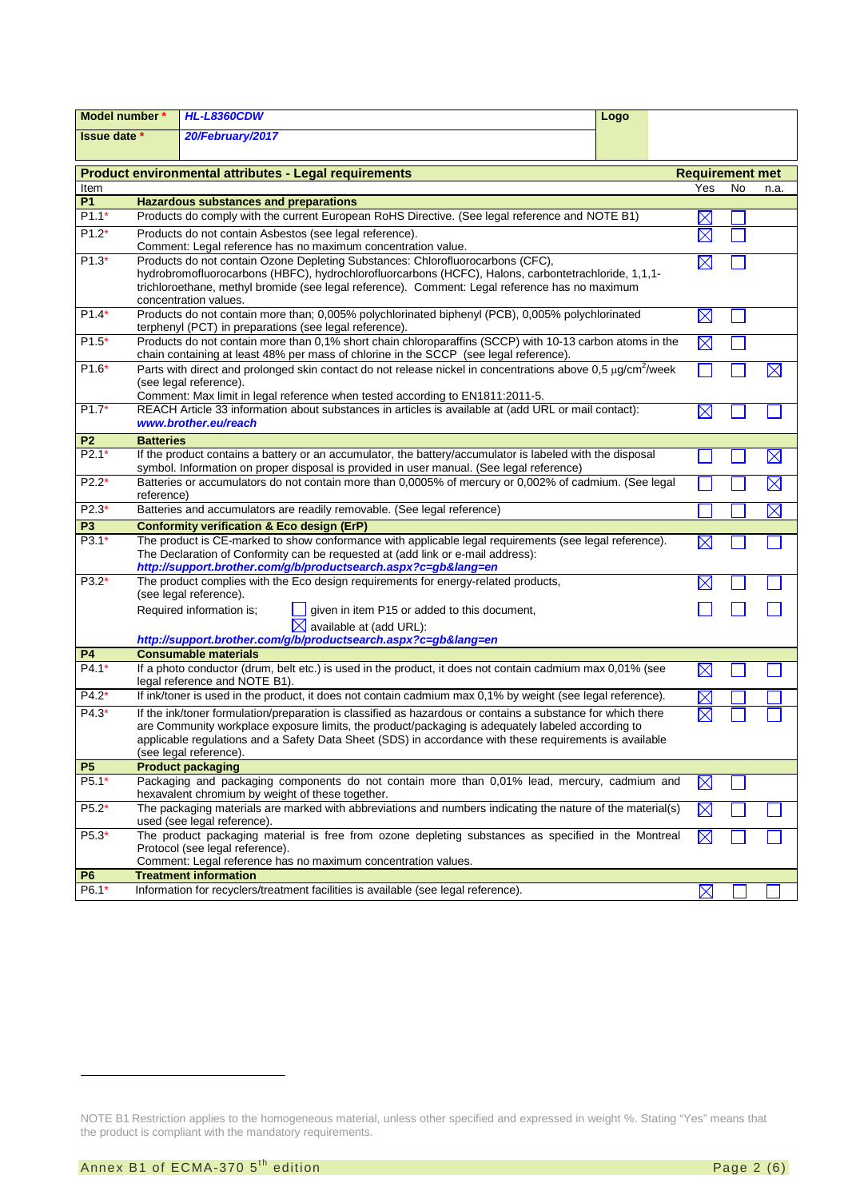| Model number * | *HL-L8360CDW* | Logo |
|---|---|---|
| Issue date * | *20/February/2017* | |

| Item | Product environmental attributes - Legal requirements | Requirement met: Yes | No | n.a. |
|---|---|---|---|---|
| **P1** | **Hazardous substances and preparations** | | | |
| P1.1* | Products do comply with the current European RoHS Directive. (See legal reference and NOTE B1) | ☒ | ☐ | |
| P1.2* | Products do not contain Asbestos (see legal reference). Comment: Legal reference has no maximum concentration value. | ☒ | ☐ | |
| P1.3* | Products do not contain Ozone Depleting Substances: Chlorofluorocarbons (CFC), hydrobromofluorocarbons (HBFC), hydrochlorofluorcarbons (HCFC), Halons, carbontetrachloride, 1,1,1-trichloroethane, methyl bromide (see legal reference). Comment: Legal reference has no maximum concentration values. | ☒ | ☐ | |
| P1.4* | Products do not contain more than; 0,005% polychlorinated biphenyl (PCB), 0,005% polychlorinated terphenyl (PCT) in preparations (see legal reference). | ☒ | ☐ | |
| P1.5* | Products do not contain more than 0,1% short chain chloroparaffins (SCCP) with 10-13 carbon atoms in the chain containing at least 48% per mass of chlorine in the SCCP (see legal reference). | ☒ | ☐ | |
| P1.6* | Parts with direct and prolonged skin contact do not release nickel in concentrations above 0,5 $\mu g/cm^2$/week (see legal reference). Comment: Max limit in legal reference when tested according to EN1811:2011-5. | ☐ | ☐ | ☒ |
| P1.7* | REACH Article 33 information about substances in articles is available at (add URL or mail contact): ***www.brother.eu/reach*** | ☒ | ☐ | ☐ |
| **P2** | **Batteries** | | | |
| P2.1* | If the product contains a battery or an accumulator, the battery/accumulator is labeled with the disposal symbol. Information on proper disposal is provided in user manual. (See legal reference) | ☐ | ☐ | ☒ |
| P2.2* | Batteries or accumulators do not contain more than 0,0005% of mercury or 0,002% of cadmium. (See legal reference) | ☐ | ☐ | ☒ |
| P2.3* | Batteries and accumulators are readily removable. (See legal reference) | ☐ | ☐ | ☒ |
| **P3** | **Conformity verification & Eco design (ErP)** | | | |
| P3.1* | The product is CE-marked to show conformance with applicable legal requirements (see legal reference). The Declaration of Conformity can be requested at (add link or e-mail address): ***http://support.brother.com/g/b/productsearch.aspx?c=gb&lang=en*** | ☒ | ☐ | ☐ |
| P3.2* | The product complies with the Eco design requirements for energy-related products, (see legal reference). | ☒ | ☐ | ☐ |
| | Required information is; ☐ given in item P15 or added to this document, ☒ available at (add URL): ***http://support.brother.com/g/b/productsearch.aspx?c=gb&lang=en*** | ☐ | ☐ | ☐ |
| **P4** | **Consumable materials** | | | |
| P4.1* | If a photo conductor (drum, belt etc.) is used in the product, it does not contain cadmium max 0,01% (see legal reference and NOTE B1). | ☒ | ☐ | ☐ |
| P4.2* | If ink/toner is used in the product, it does not contain cadmium max 0,1% by weight (see legal reference). | ☒ | ☐ | ☐ |
| P4.3* | If the ink/toner formulation/preparation is classified as hazardous or contains a substance for which there are Community workplace exposure limits, the product/packaging is adequately labeled according to applicable regulations and a Safety Data Sheet (SDS) in accordance with these requirements is available (see legal reference). | ☒ | ☐ | ☐ |
| **P5** | **Product packaging** | | | |
| P5.1* | Packaging and packaging components do not contain more than 0,01% lead, mercury, cadmium and hexavalent chromium by weight of these together. | ☒ | ☐ | |
| P5.2* | The packaging materials are marked with abbreviations and numbers indicating the nature of the material(s) used (see legal reference). | ☒ | ☐ | ☐ |
| P5.3* | The product packaging material is free from ozone depleting substances as specified in the Montreal Protocol (see legal reference). Comment: Legal reference has no maximum concentration values. | ☒ | ☐ | ☐ |
| **P6** | **Treatment information** | | | |
| P6.1* | Information for recyclers/treatment facilities is available (see legal reference). | ☒ | ☐ | ☐ |

NOTE B1 Restriction applies to the homogeneous material, unless other specified and expressed in weight %. Stating "Yes" means that the product is compliant with the mandatory requirements.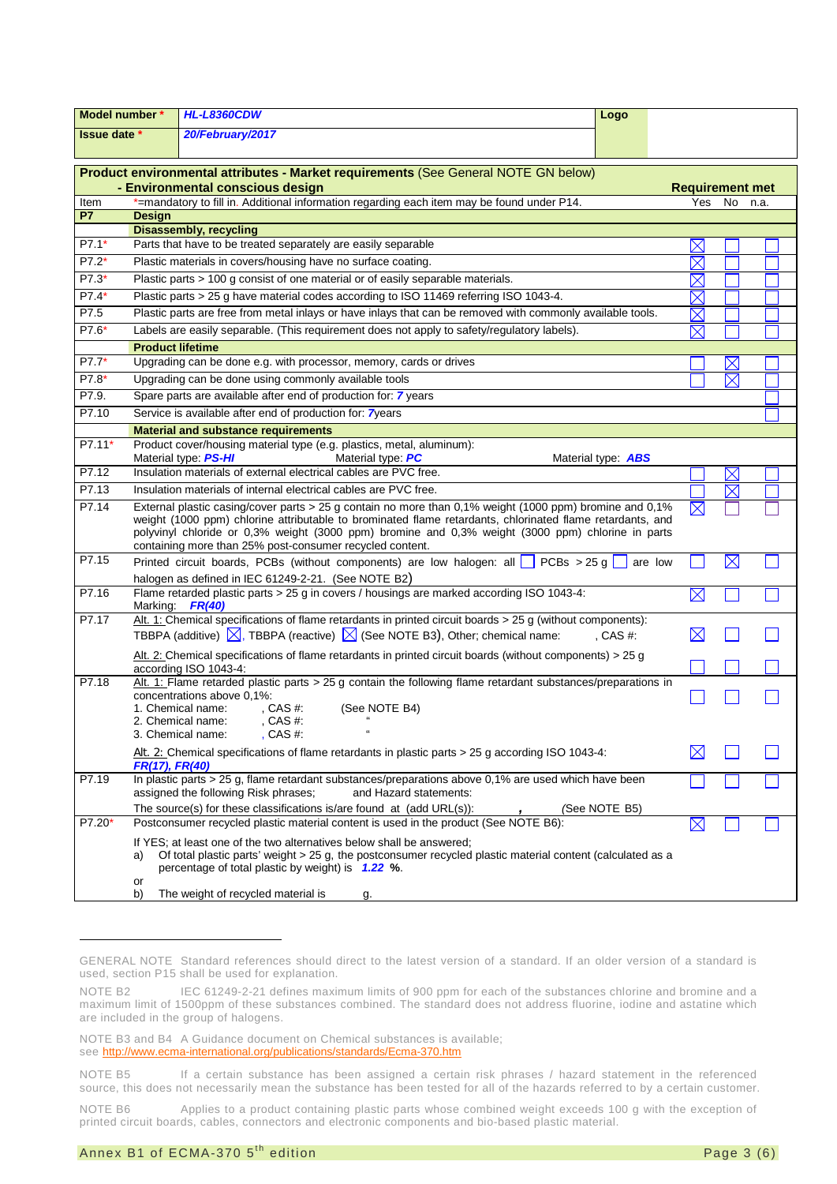| Model number * | *HL-L8360CDW* | Logo | |
|---|---|---|---|
| Issue date * | *20/February/2017* | | |

| | Product environmental attributes - Market requirements (See General NOTE GN below) - Environmental conscious design | Requirement met | | |
|---|---|---|---|---|
| Item | *=mandatory to fill in. Additional information regarding each item may be found under P14. | Yes | No | n.a. |
| **P7** | **Design** | | | |
| | **Disassembly, recycling** | | | |
| P7.1* | Parts that have to be treated separately are easily separable | ☒ | ☐ | ☐ |
| P7.2* | Plastic materials in covers/housing have no surface coating. | ☒ | ☐ | ☐ |
| P7.3* | Plastic parts > 100 g consist of one material or of easily separable materials. | ☒ | ☐ | ☐ |
| P7.4* | Plastic parts > 25 g have material codes according to ISO 11469 referring ISO 1043-4. | ☒ | ☐ | ☐ |
| P7.5 | Plastic parts are free from metal inlays or have inlays that can be removed with commonly available tools. | ☒ | ☐ | ☐ |
| P7.6* | Labels are easily separable. (This requirement does not apply to safety/regulatory labels). | ☒ | ☐ | ☐ |
| | **Product lifetime** | | | |
| P7.7* | Upgrading can be done e.g. with processor, memory, cards or drives | ☐ | ☒ | ☐ |
| P7.8* | Upgrading can be done using commonly available tools | ☐ | ☒ | ☐ |
| P7.9. | Spare parts are available after end of production for: *7* years | | | ☐ |
| P7.10 | Service is available after end of production for: *7*years | | | ☐ |
| | **Material and substance requirements** | | | |
| P7.11* | Product cover/housing material type (e.g. plastics, metal, aluminum): Material type: ***PS-HI*** Material type: ***PC*** Material type: ***ABS*** | | | |
| P7.12 | Insulation materials of external electrical cables are PVC free. | ☐ | ☒ | ☐ |
| P7.13 | Insulation materials of internal electrical cables are PVC free. | ☐ | ☒ | ☐ |
| P7.14 | External plastic casing/cover parts > 25 g contain no more than 0,1% weight (1000 ppm) bromine and 0,1% weight (1000 ppm) chlorine attributable to brominated flame retardants, chlorinated flame retardants, and polyvinyl chloride or 0,3% weight (3000 ppm) bromine and 0,3% weight (3000 ppm) chlorine in parts containing more than 25% post-consumer recycled content. | ☒ | ☐ | ☐ |
| P7.15 | Printed circuit boards, PCBs (without components) are low halogen: all ☐ PCBs > 25 g ☐ are low halogen as defined in IEC 61249-2-21. (See NOTE B2) | ☐ | ☒ | ☐ |
| P7.16 | Flame retarded plastic parts > 25 g in covers / housings are marked according ISO 1043-4: Marking: ***FR(40)*** | ☒ | ☐ | ☐ |
| P7.17 | Alt. 1: Chemical specifications of flame retardants in printed circuit boards > 25 g (without components): TBBPA (additive) ☒, TBBPA (reactive) ☒ (See NOTE B3), Other; chemical name: , CAS #: | ☒ | ☐ | ☐ |
| | Alt. 2: Chemical specifications of flame retardants in printed circuit boards (without components) > 25 g according ISO 1043-4: | ☐ | ☐ | ☐ |
| P7.18 | Alt. 1: Flame retarded plastic parts > 25 g contain the following flame retardant substances/preparations in concentrations above 0,1%: 1. Chemical name: , CAS #: (See NOTE B4) 2. Chemical name: , CAS #: " 3. Chemical name: , CAS #: " | ☐ | ☐ | ☐ |
| | Alt. 2: Chemical specifications of flame retardants in plastic parts > 25 g according ISO 1043-4: ***FR(17), FR(40)*** | ☒ | ☐ | ☐ |
| P7.19 | In plastic parts > 25 g, flame retardant substances/preparations above 0,1% are used which have been assigned the following Risk phrases; and Hazard statements: The source(s) for these classifications is/are found at (add URL(s)): , (See NOTE B5) | ☐ | ☐ | ☐ |
| P7.20* | Postconsumer recycled plastic material content is used in the product (See NOTE B6): If YES; at least one of the two alternatives below shall be answered; a) Of total plastic parts' weight > 25 g, the postconsumer recycled plastic material content (calculated as a percentage of total plastic by weight) is ***1.22*** **%**. or b) The weight of recycled material is g. | ☒ | ☐ | ☐ |

GENERAL NOTE Standard references should direct to the latest version of a standard. If an older version of a standard is used, section P15 shall be used for explanation.

NOTE B2 IEC 61249-2-21 defines maximum limits of 900 ppm for each of the substances chlorine and bromine and a maximum limit of 1500ppm of these substances combined. The standard does not address fluorine, iodine and astatine which are included in the group of halogens.

NOTE B3 and B4 A Guidance document on Chemical substances is available;
see http://www.ecma-international.org/publications/standards/Ecma-370.htm

NOTE B5 If a certain substance has been assigned a certain risk phrases / hazard statement in the referenced source, this does not necessarily mean the substance has been tested for all of the hazards referred to by a certain customer.

NOTE B6 Applies to a product containing plastic parts whose combined weight exceeds 100 g with the exception of printed circuit boards, cables, connectors and electronic components and bio-based plastic material.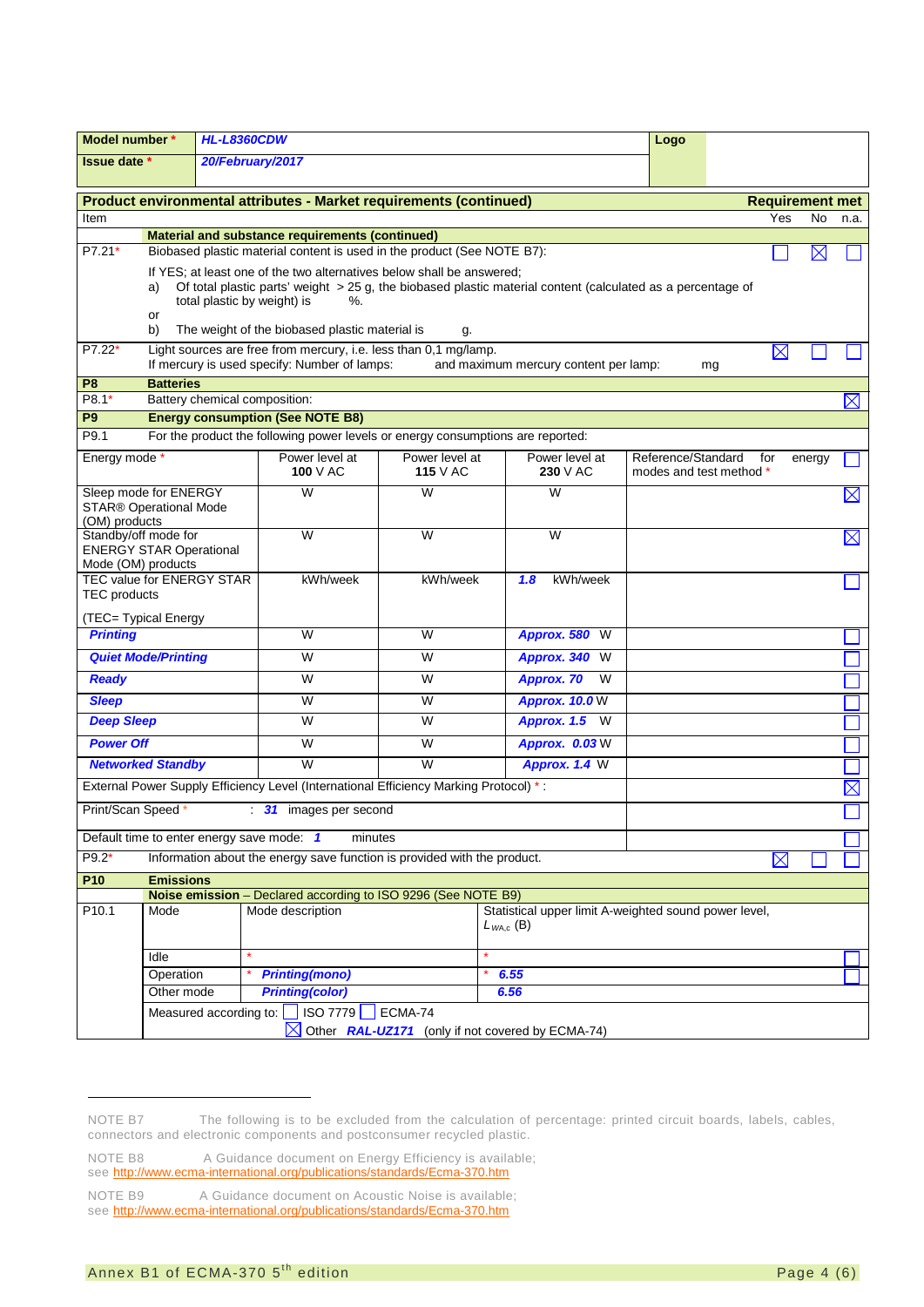| Model number * | HL-L8360CDW | Logo |
|---|---|---|
| Issue date * | 20/February/2017 | |

**Product environmental attributes - Market requirements (continued)** — Requirement met

| Item | | Yes | No | n.a. |
|---|---|---|---|---|
| | **Material and substance requirements (continued)** | | | |
| P7.21* | Biobased plastic material content is used in the product (See NOTE B7):<br>If YES; at least one of the two alternatives below shall be answered;<br>a) Of total plastic parts' weight > 25 g, the biobased plastic material content (calculated as a percentage of total plastic by weight) is %.<br>or<br>b) The weight of the biobased plastic material is g. | ☐ | ☒ | ☐ |
| P7.22* | Light sources are free from mercury, i.e. less than 0,1 mg/lamp.<br>If mercury is used specify: Number of lamps: and maximum mercury content per lamp: mg | ☒ | ☐ | ☐ |
| **P8** | **Batteries** | | | |
| P8.1* | Battery chemical composition: | | | ☒ |
| **P9** | **Energy consumption (See NOTE B8)** | | | |
| P9.1 | For the product the following power levels or energy consumptions are reported: | | | |

| Energy mode * | Power level at **100** V AC | Power level at **115** V AC | Power level at **230** V AC | Reference/Standard for energy modes and test method * | |
|---|---|---|---|---|---|
| Sleep mode for ENERGY STAR® Operational Mode (OM) products | W | W | W | | ☒ |
| Standby/off mode for ENERGY STAR Operational Mode (OM) products | W | W | W | | ☒ |
| TEC value for ENERGY STAR TEC products<br>(TEC= Typical Energy | kWh/week | kWh/week | *1.8* kWh/week | | ☐ |
| ***Printing*** | W | W | *Approx. 580* W | | ☐ |
| ***Quiet Mode/Printing*** | W | W | *Approx. 340* W | | ☐ |
| ***Ready*** | W | W | *Approx. 70* W | | ☐ |
| ***Sleep*** | W | W | *Approx. 10.0* W | | ☐ |
| ***Deep Sleep*** | W | W | *Approx. 1.5* W | | ☐ |
| ***Power Off*** | W | W | *Approx. 0.03* W | | ☐ |
| ***Networked Standby*** | W | W | *Approx. 1.4* W | | ☐ |
| External Power Supply Efficiency Level (International Efficiency Marking Protocol) * : | | | | | ☒ |
| Print/Scan Speed * : *31* images per second | | | | | ☐ |
| Default time to enter energy save mode: *1* minutes | | | | | ☐ |

| Item | | Yes | No | n.a. |
|---|---|---|---|---|
| P9.2* | Information about the energy save function is provided with the product. | ☒ | ☐ | ☐ |
| **P10** | **Emissions** | | | |
| | **Noise emission** – Declared according to ISO 9296 (See NOTE B9) | | | |

| P10.1 | Mode | Mode description | Statistical upper limit A-weighted sound power level, $L_{WA,c}$ (B) | |
|---|---|---|---|---|
| | Idle | * | * | ☐ |
| | Operation | * ***Printing(mono)*** | * ***6.55*** | ☐ |
| | Other mode | ***Printing(color)*** | ***6.56*** | |
| | Measured according to: ☐ ISO 7779 ☐ ECMA-74<br>☒ Other ***RAL-UZ171*** (only if not covered by ECMA-74) | | | |

---

NOTE B7 The following is to be excluded from the calculation of percentage: printed circuit boards, labels, cables, connectors and electronic components and postconsumer recycled plastic.

NOTE B8 A Guidance document on Energy Efficiency is available; see http://www.ecma-international.org/publications/standards/Ecma-370.htm

NOTE B9 A Guidance document on Acoustic Noise is available; see http://www.ecma-international.org/publications/standards/Ecma-370.htm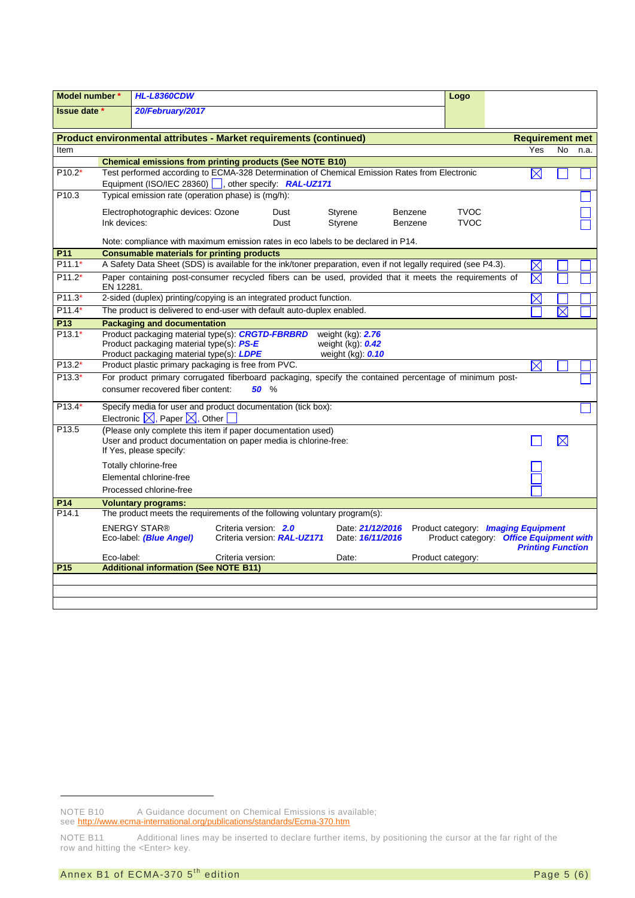| Model number * | HL-L8360CDW | Logo | |
|---|---|---|---|
| Issue date * | 20/February/2017 | | |

| Item | Product environmental attributes - Market requirements (continued) | Requirement met Yes | No | n.a. |
|---|---|---|---|---|
| | **Chemical emissions from printing products (See NOTE B10)** | | | |
| P10.2* | Test performed according to ECMA-328 Determination of Chemical Emission Rates from Electronic Equipment (ISO/IEC 28360) ☐, other specify: ***RAL-UZ171*** | ☒ | ☐ | ☐ |
| P10.3 | Typical emission rate (operation phase) is (mg/h): | | | ☐ |
| | Electrophotographic devices: Ozone   Dust   Styrene   Benzene   TVOC | | | ☐ |
| | Ink devices:   Dust   Styrene   Benzene   TVOC | | | ☐ |
| | Note: compliance with maximum emission rates in eco labels to be declared in P14. | | | |
| **P11** | **Consumable materials for printing products** | | | |
| P11.1* | A Safety Data Sheet (SDS) is available for the ink/toner preparation, even if not legally required (see P4.3). | ☒ | ☐ | ☐ |
| P11.2* | Paper containing post-consumer recycled fibers can be used, provided that it meets the requirements of EN 12281. | ☒ | ☐ | ☐ |
| P11.3* | 2-sided (duplex) printing/copying is an integrated product function. | ☒ | ☐ | ☐ |
| P11.4* | The product is delivered to end-user with default auto-duplex enabled. | ☐ | ☒ | ☐ |
| **P13** | **Packaging and documentation** | | | |
| P13.1* | Product packaging material type(s): ***CRGTD-FBRBRD*** weight (kg): ***2.76***<br>Product packaging material type(s): ***PS-E*** weight (kg): ***0.42***<br>Product packaging material type(s): ***LDPE*** weight (kg): ***0.10*** | | | |
| P13.2* | Product plastic primary packaging is free from PVC. | ☒ | ☐ | ☐ |
| P13.3* | For product primary corrugated fiberboard packaging, specify the contained percentage of minimum post-consumer recovered fiber content: ***50*** % | | | ☐ |
| P13.4* | Specify media for user and product documentation (tick box):<br>Electronic ☒, Paper ☒, Other ☐ | | | ☐ |
| P13.5 | (Please only complete this item if paper documentation used)<br>User and product documentation on paper media is chlorine-free:<br>If Yes, please specify: | ☐ | ☒ | |
| | Totally chlorine-free | ☐ | | |
| | Elemental chlorine-free | ☐ | | |
| | Processed chlorine-free | ☐ | | |
| **P14** | **Voluntary programs:** | | | |
| P14.1 | The product meets the requirements of the following voluntary program(s): | | | |
| | ENERGY STAR® Criteria version: ***2.0*** Date: ***21/12/2016*** Product category: ***Imaging Equipment*** | | | |
| | Eco-label: ***(Blue Angel)*** Criteria version: ***RAL-UZ171*** Date: ***16/11/2016*** Product category: ***Office Equipment with Printing Function*** | | | |
| | Eco-label: Criteria version: Date: Product category: | | | |
| **P15** | **Additional information (See NOTE B11)** | | | |
| | | | | |
| | | | | |
| | | | | |

NOTE B10 A Guidance document on Chemical Emissions is available; see http://www.ecma-international.org/publications/standards/Ecma-370.htm

NOTE B11 Additional lines may be inserted to declare further items, by positioning the cursor at the far right of the row and hitting the <Enter> key.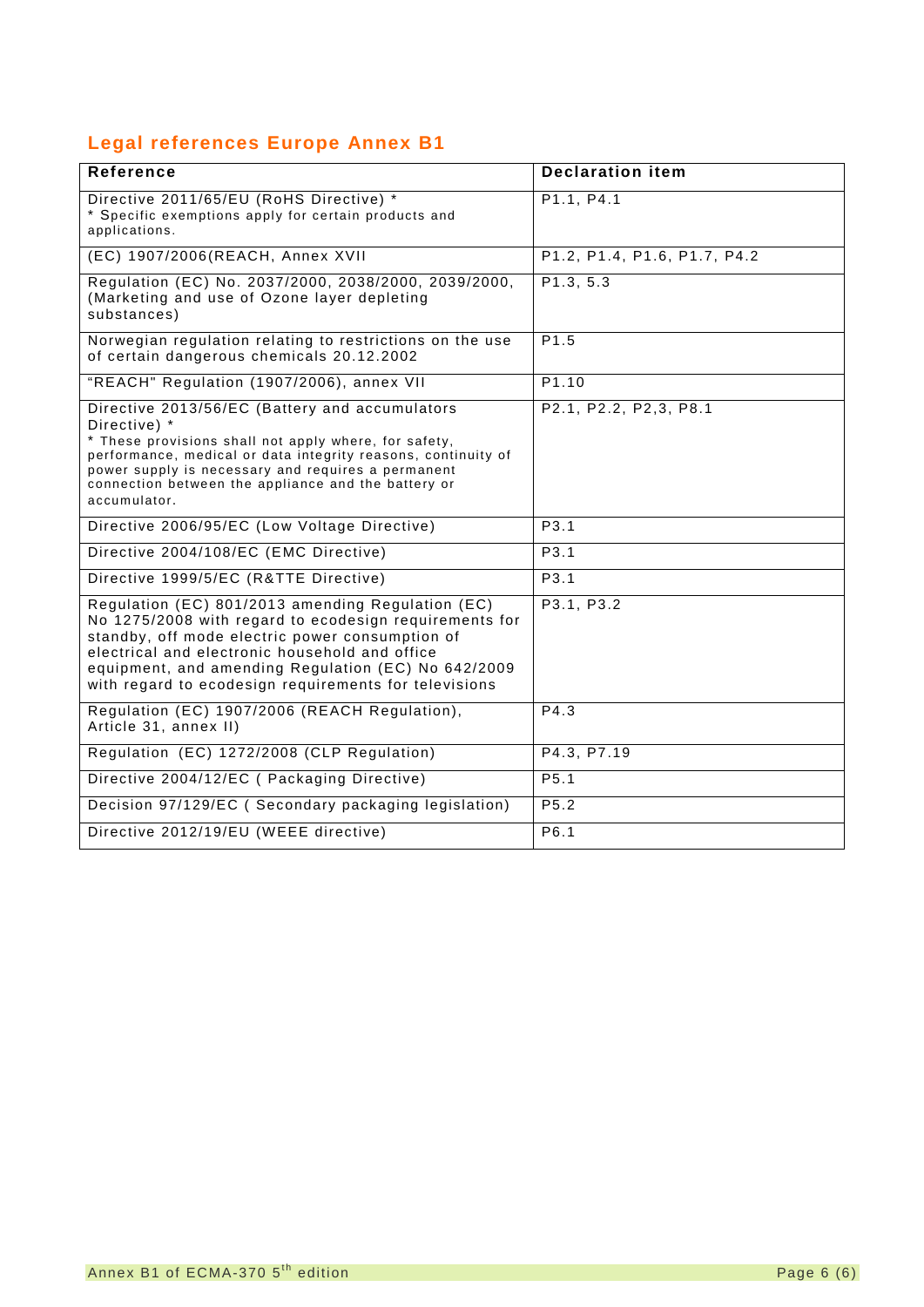## Legal references Europe Annex B1

| Reference | Declaration item |
|---|---|
| Directive 2011/65/EU (RoHS Directive) * <br>* Specific exemptions apply for certain products and applications. | P1.1, P4.1 |
| (EC) 1907/2006(REACH, Annex XVII | P1.2, P1.4, P1.6, P1.7, P4.2 |
| Regulation (EC) No. 2037/2000, 2038/2000, 2039/2000, (Marketing and use of Ozone layer depleting substances) | P1.3, 5.3 |
| Norwegian regulation relating to restrictions on the use of certain dangerous chemicals 20.12.2002 | P1.5 |
| "REACH" Regulation (1907/2006), annex VII | P1.10 |
| Directive 2013/56/EC (Battery and accumulators Directive) * <br>* These provisions shall not apply where, for safety, performance, medical or data integrity reasons, continuity of power supply is necessary and requires a permanent connection between the appliance and the battery or accumulator. | P2.1, P2.2, P2,3, P8.1 |
| Directive 2006/95/EC (Low Voltage Directive) | P3.1 |
| Directive 2004/108/EC (EMC Directive) | P3.1 |
| Directive 1999/5/EC (R&TTE Directive) | P3.1 |
| Regulation (EC) 801/2013 amending Regulation (EC) No 1275/2008 with regard to ecodesign requirements for standby, off mode electric power consumption of electrical and electronic household and office equipment, and amending Regulation (EC) No 642/2009 with regard to ecodesign requirements for televisions | P3.1, P3.2 |
| Regulation (EC) 1907/2006 (REACH Regulation), Article 31, annex II) | P4.3 |
| Regulation (EC) 1272/2008 (CLP Regulation) | P4.3, P7.19 |
| Directive 2004/12/EC ( Packaging Directive) | P5.1 |
| Decision 97/129/EC ( Secondary packaging legislation) | P5.2 |
| Directive 2012/19/EU (WEEE directive) | P6.1 |